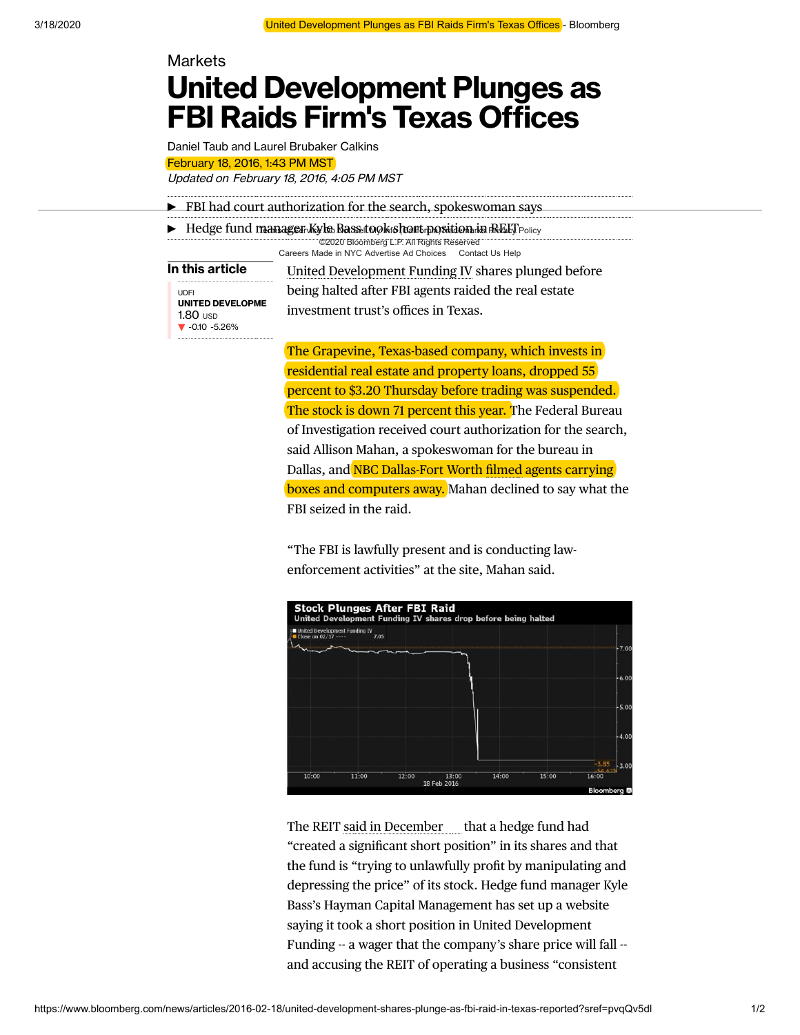Markets

# United Development Plunges as FBI Raids Firm's Texas Offices

Daniel Taub and Laurel Brubaker Calkins

February 18, 2016, 1:43 PM MST

*Updated on February 18, 2016, 4:05 PM MST*

- FBI had court authorization for the search, spokeswoman says
- Hedge fund manager Kyle Bass took short position in REIT

**In this article**

UDFI
**UNITED DEVELOPME**
1.80 USD
▼ -0.10 -5.26%

United Development Funding IV shares plunged before being halted after FBI agents raided the real estate investment trust's offices in Texas.

The Grapevine, Texas-based company, which invests in residential real estate and property loans, dropped 55 percent to $3.20 Thursday before trading was suspended. The stock is down 71 percent this year. The Federal Bureau of Investigation received court authorization for the search, said Allison Mahan, a spokeswoman for the bureau in Dallas, and NBC Dallas-Fort Worth filmed agents carrying boxes and computers away. Mahan declined to say what the FBI seized in the raid.

"The FBI is lawfully present and is conducting law-enforcement activities" at the site, Mahan said.

**Stock Plunges After FBI Raid**
United Development Funding IV shares drop before being halted

The REIT said in December that a hedge fund had "created a significant short position" in its shares and that the fund is "trying to unlawfully profit by manipulating and depressing the price" of its stock. Hedge fund manager Kyle Bass's Hayman Capital Management has set up a website saying it took a short position in United Development Funding -- a wager that the company's share price will fall -- and accusing the REIT of operating a business "consistent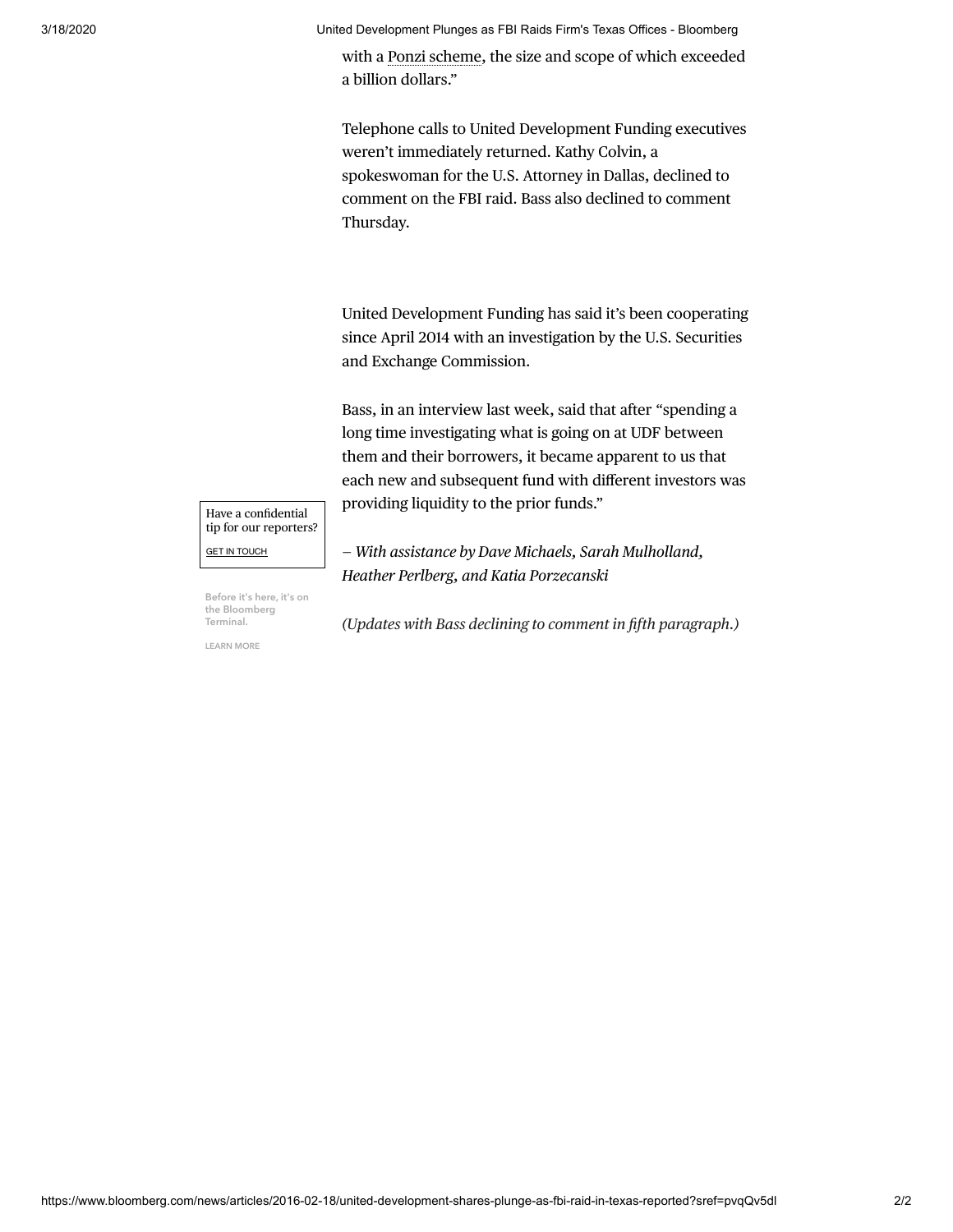with a Ponzi scheme, the size and scope of which exceeded a billion dollars."

Telephone calls to United Development Funding executives weren't immediately returned. Kathy Colvin, a spokeswoman for the U.S. Attorney in Dallas, declined to comment on the FBI raid. Bass also declined to comment Thursday.

United Development Funding has said it's been cooperating since April 2014 with an investigation by the U.S. Securities and Exchange Commission.

Bass, in an interview last week, said that after "spending a long time investigating what is going on at UDF between them and their borrowers, it became apparent to us that each new and subsequent fund with different investors was providing liquidity to the prior funds."

Have a confidential tip for our reporters?

GET IN TOUCH

Before it's here, it's on the Bloomberg Terminal.

LEARN MORE

*— With assistance by Dave Michaels, Sarah Mulholland, Heather Perlberg, and Katia Porzecanski*

*(Updates with Bass declining to comment in fifth paragraph.)*